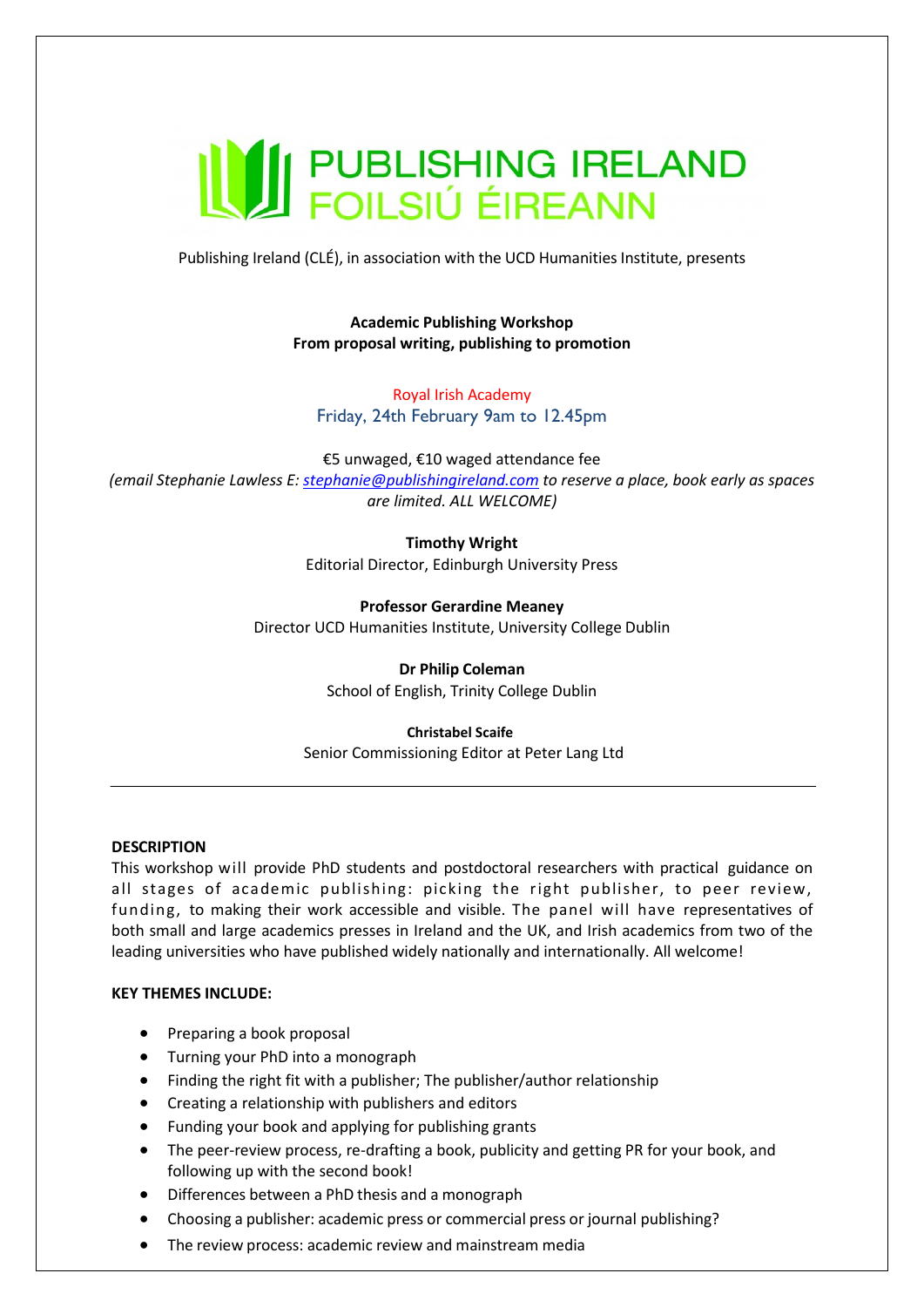# PUBLISHING IRELAND
# FOILSIÚ ÉIREANN

Publishing Ireland (CLÉ), in association with the UCD Humanities Institute, presents

**Academic Publishing Workshop**
**From proposal writing, publishing to promotion**

Royal Irish Academy
Friday, 24th February 9am to 12.45pm

€5 unwaged, €10 waged attendance fee
*(email Stephanie Lawless E: stephanie@publishingireland.com to reserve a place, book early as spaces are limited. ALL WELCOME)*

**Timothy Wright**
Editorial Director, Edinburgh University Press

**Professor Gerardine Meaney**
Director UCD Humanities Institute, University College Dublin

**Dr Philip Coleman**
School of English, Trinity College Dublin

**Christabel Scaife**
Senior Commissioning Editor at Peter Lang Ltd

---

**DESCRIPTION**

This workshop will provide PhD students and postdoctoral researchers with practical guidance on all stages of academic publishing: picking the right publisher, to peer review, funding, to making their work accessible and visible. The panel will have representatives of both small and large academics presses in Ireland and the UK, and Irish academics from two of the leading universities who have published widely nationally and internationally. All welcome!

**KEY THEMES INCLUDE:**

- Preparing a book proposal
- Turning your PhD into a monograph
- Finding the right fit with a publisher; The publisher/author relationship
- Creating a relationship with publishers and editors
- Funding your book and applying for publishing grants
- The peer-review process, re-drafting a book, publicity and getting PR for your book, and following up with the second book!
- Differences between a PhD thesis and a monograph
- Choosing a publisher: academic press or commercial press or journal publishing?
- The review process: academic review and mainstream media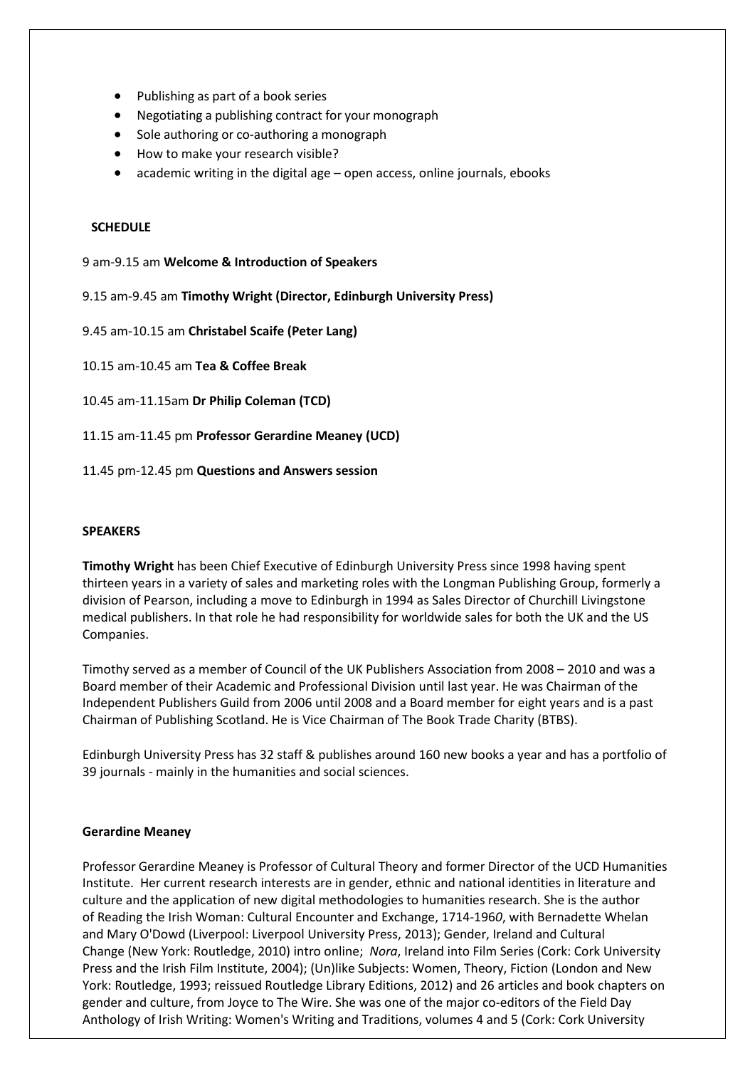- Publishing as part of a book series
- Negotiating a publishing contract for your monograph
- Sole authoring or co-authoring a monograph
- How to make your research visible?
- academic writing in the digital age – open access, online journals, ebooks

**SCHEDULE**

9 am-9.15 am **Welcome & Introduction of Speakers**

9.15 am-9.45 am **Timothy Wright (Director, Edinburgh University Press)**

9.45 am-10.15 am **Christabel Scaife (Peter Lang)**

10.15 am-10.45 am **Tea & Coffee Break**

10.45 am-11.15am **Dr Philip Coleman (TCD)**

11.15 am-11.45 pm **Professor Gerardine Meaney (UCD)**

11.45 pm-12.45 pm **Questions and Answers session**

**SPEAKERS**

**Timothy Wright** has been Chief Executive of Edinburgh University Press since 1998 having spent thirteen years in a variety of sales and marketing roles with the Longman Publishing Group, formerly a division of Pearson, including a move to Edinburgh in 1994 as Sales Director of Churchill Livingstone medical publishers. In that role he had responsibility for worldwide sales for both the UK and the US Companies.

Timothy served as a member of Council of the UK Publishers Association from 2008 – 2010 and was a Board member of their Academic and Professional Division until last year. He was Chairman of the Independent Publishers Guild from 2006 until 2008 and a Board member for eight years and is a past Chairman of Publishing Scotland. He is Vice Chairman of The Book Trade Charity (BTBS).

Edinburgh University Press has 32 staff & publishes around 160 new books a year and has a portfolio of 39 journals - mainly in the humanities and social sciences.

**Gerardine Meaney**

Professor Gerardine Meaney is Professor of Cultural Theory and former Director of the UCD Humanities Institute. Her current research interests are in gender, ethnic and national identities in literature and culture and the application of new digital methodologies to humanities research. She is the author of Reading the Irish Woman: Cultural Encounter and Exchange, 1714-1960, with Bernadette Whelan and Mary O'Dowd (Liverpool: Liverpool University Press, 2013); Gender, Ireland and Cultural Change (New York: Routledge, 2010) intro online; *Nora*, Ireland into Film Series (Cork: Cork University Press and the Irish Film Institute, 2004); (Un)like Subjects: Women, Theory, Fiction (London and New York: Routledge, 1993; reissued Routledge Library Editions, 2012) and 26 articles and book chapters on gender and culture, from Joyce to The Wire. She was one of the major co-editors of the Field Day Anthology of Irish Writing: Women's Writing and Traditions, volumes 4 and 5 (Cork: Cork University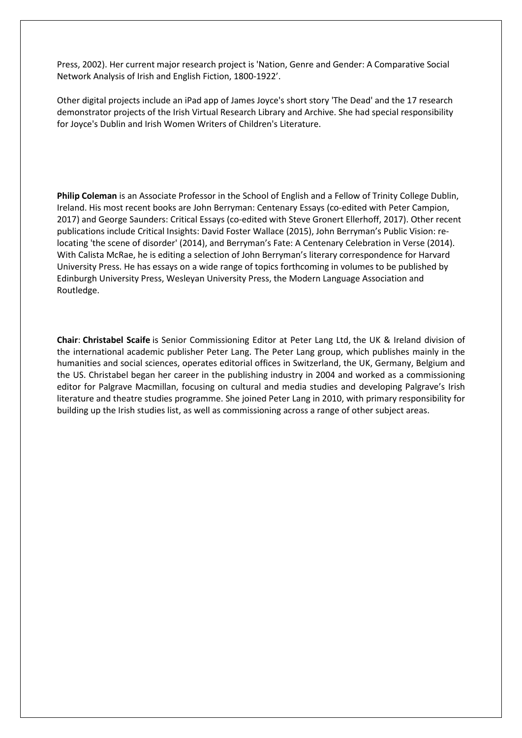Press, 2002). Her current major research project is 'Nation, Genre and Gender: A Comparative Social Network Analysis of Irish and English Fiction, 1800-1922'.

Other digital projects include an iPad app of James Joyce's short story 'The Dead' and the 17 research demonstrator projects of the Irish Virtual Research Library and Archive. She had special responsibility for Joyce's Dublin and Irish Women Writers of Children's Literature.

**Philip Coleman** is an Associate Professor in the School of English and a Fellow of Trinity College Dublin, Ireland. His most recent books are John Berryman: Centenary Essays (co-edited with Peter Campion, 2017) and George Saunders: Critical Essays (co-edited with Steve Gronert Ellerhoff, 2017). Other recent publications include Critical Insights: David Foster Wallace (2015), John Berryman's Public Vision: relocating 'the scene of disorder' (2014), and Berryman's Fate: A Centenary Celebration in Verse (2014). With Calista McRae, he is editing a selection of John Berryman's literary correspondence for Harvard University Press. He has essays on a wide range of topics forthcoming in volumes to be published by Edinburgh University Press, Wesleyan University Press, the Modern Language Association and Routledge.

**Chair**: **Christabel Scaife** is Senior Commissioning Editor at Peter Lang Ltd, the UK & Ireland division of the international academic publisher Peter Lang. The Peter Lang group, which publishes mainly in the humanities and social sciences, operates editorial offices in Switzerland, the UK, Germany, Belgium and the US. Christabel began her career in the publishing industry in 2004 and worked as a commissioning editor for Palgrave Macmillan, focusing on cultural and media studies and developing Palgrave's Irish literature and theatre studies programme. She joined Peter Lang in 2010, with primary responsibility for building up the Irish studies list, as well as commissioning across a range of other subject areas.